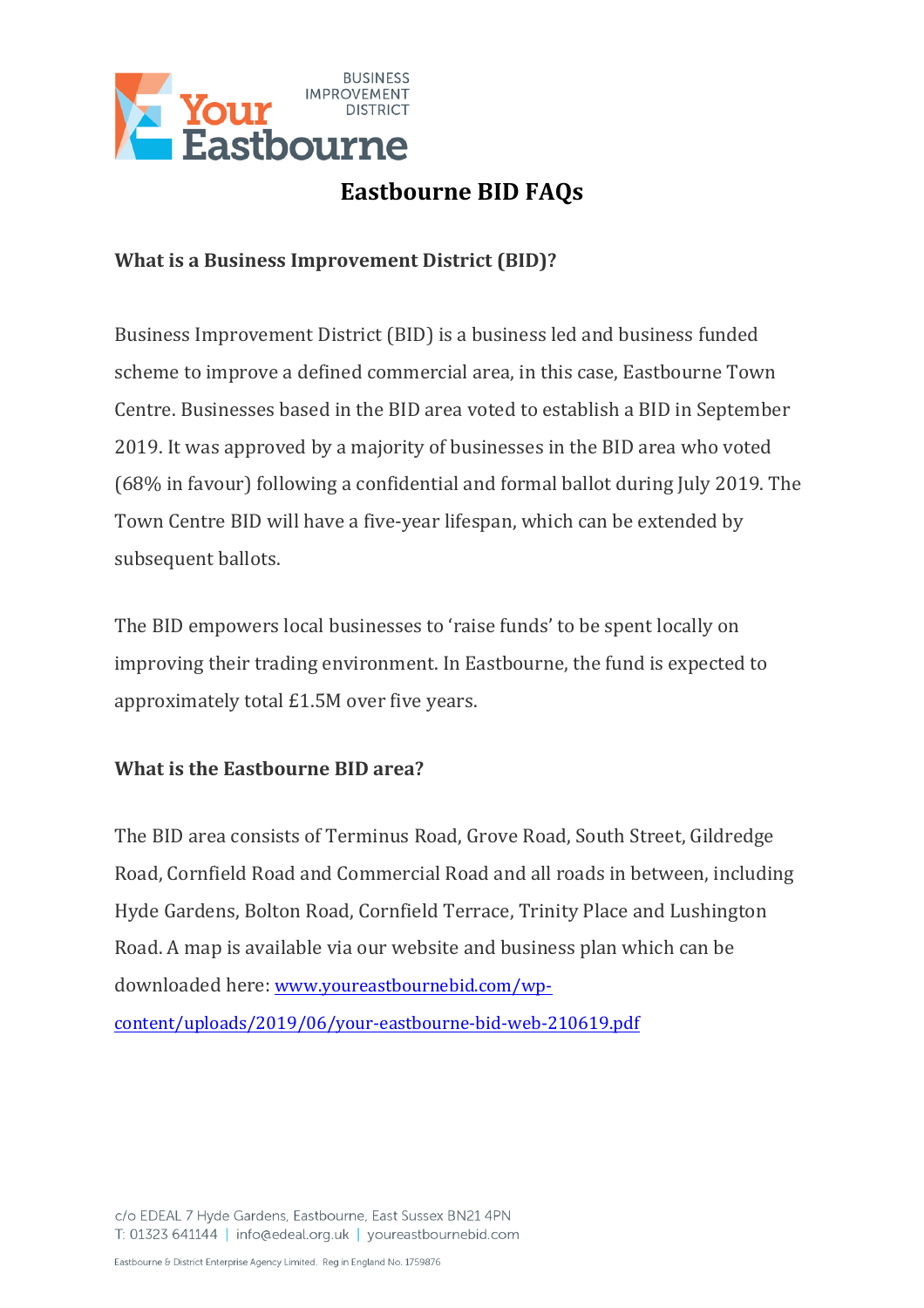# Eastbourne BID FAQs

## What is a Business Improvement District (BID)?

Business Improvement District (BID) is a business led and business funded scheme to improve a defined commercial area, in this case, Eastbourne Town Centre. Businesses based in the BID area voted to establish a BID in September 2019. It was approved by a majority of businesses in the BID area who voted (68% in favour) following a confidential and formal ballot during July 2019. The Town Centre BID will have a five-year lifespan, which can be extended by subsequent ballots.

The BID empowers local businesses to 'raise funds' to be spent locally on improving their trading environment. In Eastbourne, the fund is expected to approximately total £1.5M over five years.

## What is the Eastbourne BID area?

The BID area consists of Terminus Road, Grove Road, South Street, Gildredge Road, Cornfield Road and Commercial Road and all roads in between, including Hyde Gardens, Bolton Road, Cornfield Terrace, Trinity Place and Lushington Road. A map is available via our website and business plan which can be downloaded here: [www.youreastbournebid.com/wp-content/uploads/2019/06/your-eastbourne-bid-web-210619.pdf](www.youreastbournebid.com/wp-content/uploads/2019/06/your-eastbourne-bid-web-210619.pdf)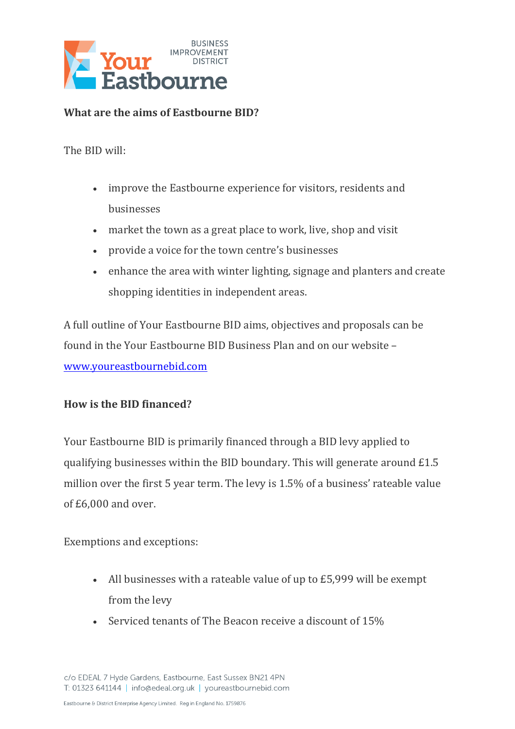**What are the aims of Eastbourne BID?**

The BID will:

- improve the Eastbourne experience for visitors, residents and businesses
- market the town as a great place to work, live, shop and visit
- provide a voice for the town centre's businesses
- enhance the area with winter lighting, signage and planters and create shopping identities in independent areas.

A full outline of Your Eastbourne BID aims, objectives and proposals can be found in the Your Eastbourne BID Business Plan and on our website – [www.youreastbournebid.com](http://www.youreastbournebid.com)

**How is the BID financed?**

Your Eastbourne BID is primarily financed through a BID levy applied to qualifying businesses within the BID boundary. This will generate around £1.5 million over the first 5 year term. The levy is 1.5% of a business' rateable value of £6,000 and over.

Exemptions and exceptions:

- All businesses with a rateable value of up to £5,999 will be exempt from the levy
- Serviced tenants of The Beacon receive a discount of 15%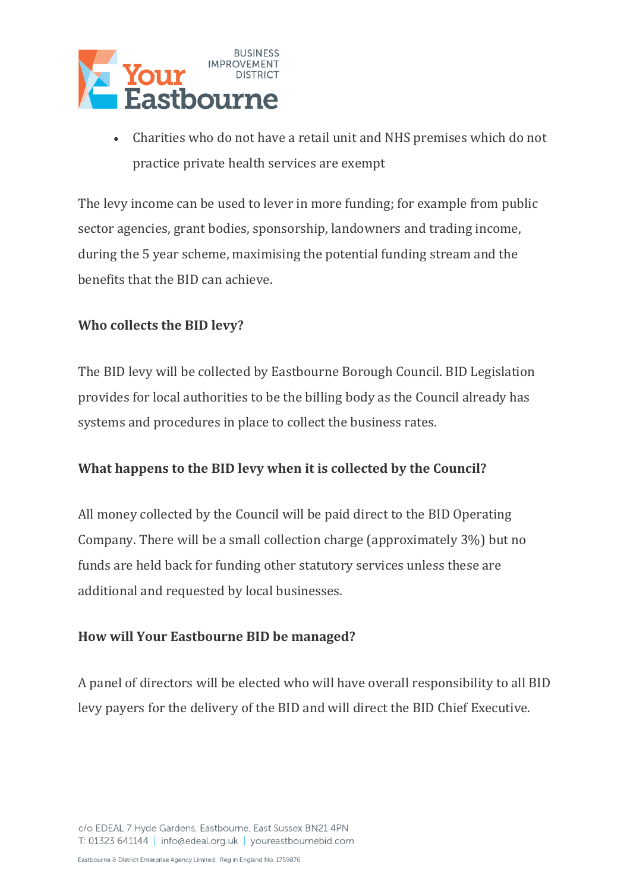- Charities who do not have a retail unit and NHS premises which do not practice private health services are exempt

The levy income can be used to lever in more funding; for example from public sector agencies, grant bodies, sponsorship, landowners and trading income, during the 5 year scheme, maximising the potential funding stream and the benefits that the BID can achieve.

**Who collects the BID levy?**

The BID levy will be collected by Eastbourne Borough Council. BID Legislation provides for local authorities to be the billing body as the Council already has systems and procedures in place to collect the business rates.

**What happens to the BID levy when it is collected by the Council?**

All money collected by the Council will be paid direct to the BID Operating Company. There will be a small collection charge (approximately 3%) but no funds are held back for funding other statutory services unless these are additional and requested by local businesses.

**How will Your Eastbourne BID be managed?**

A panel of directors will be elected who will have overall responsibility to all BID levy payers for the delivery of the BID and will direct the BID Chief Executive.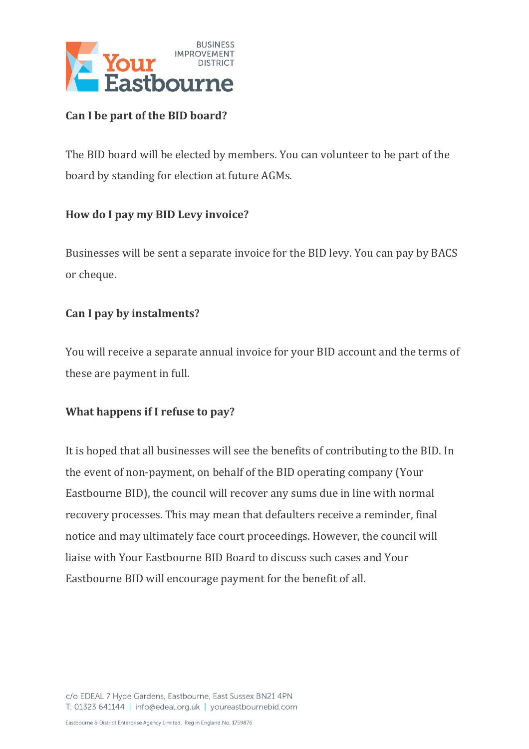**Can I be part of the BID board?**

The BID board will be elected by members. You can volunteer to be part of the board by standing for election at future AGMs.

**How do I pay my BID Levy invoice?**

Businesses will be sent a separate invoice for the BID levy. You can pay by BACS or cheque.

**Can I pay by instalments?**

You will receive a separate annual invoice for your BID account and the terms of these are payment in full.

**What happens if I refuse to pay?**

It is hoped that all businesses will see the benefits of contributing to the BID. In the event of non-payment, on behalf of the BID operating company (Your Eastbourne BID), the council will recover any sums due in line with normal recovery processes. This may mean that defaulters receive a reminder, final notice and may ultimately face court proceedings. However, the council will liaise with Your Eastbourne BID Board to discuss such cases and Your Eastbourne BID will encourage payment for the benefit of all.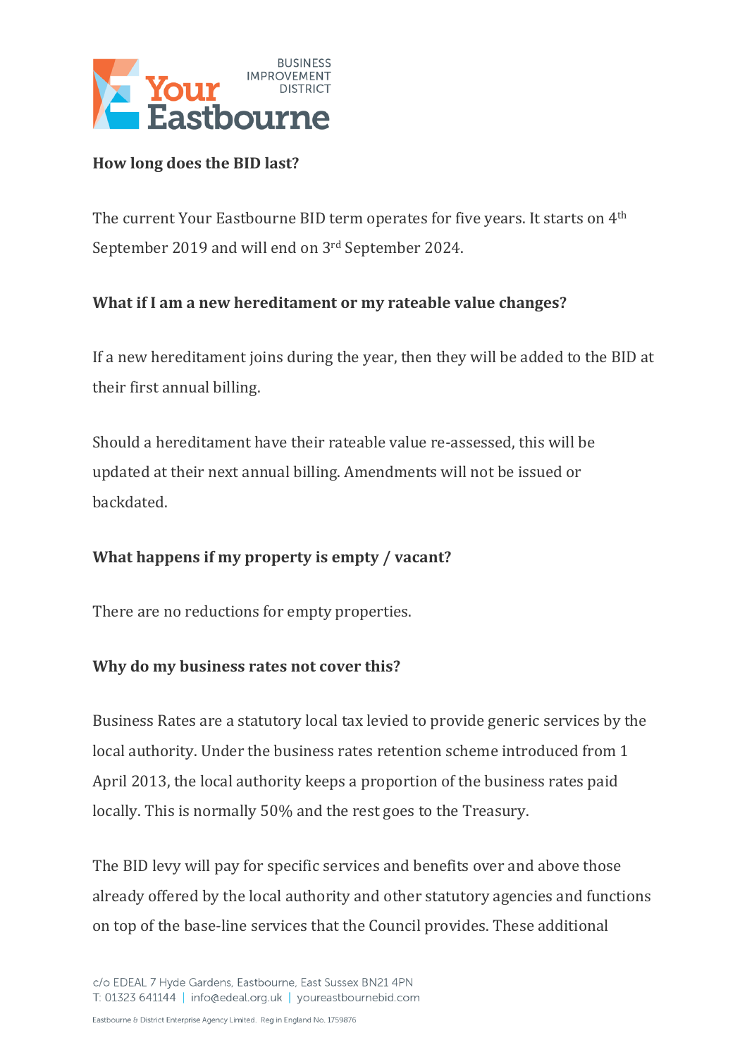**How long does the BID last?**

The current Your Eastbourne BID term operates for five years. It starts on 4th September 2019 and will end on 3rd September 2024.

**What if I am a new hereditament or my rateable value changes?**

If a new hereditament joins during the year, then they will be added to the BID at their first annual billing.

Should a hereditament have their rateable value re-assessed, this will be updated at their next annual billing. Amendments will not be issued or backdated.

**What happens if my property is empty / vacant?**

There are no reductions for empty properties.

**Why do my business rates not cover this?**

Business Rates are a statutory local tax levied to provide generic services by the local authority. Under the business rates retention scheme introduced from 1 April 2013, the local authority keeps a proportion of the business rates paid locally. This is normally 50% and the rest goes to the Treasury.

The BID levy will pay for specific services and benefits over and above those already offered by the local authority and other statutory agencies and functions on top of the base-line services that the Council provides. These additional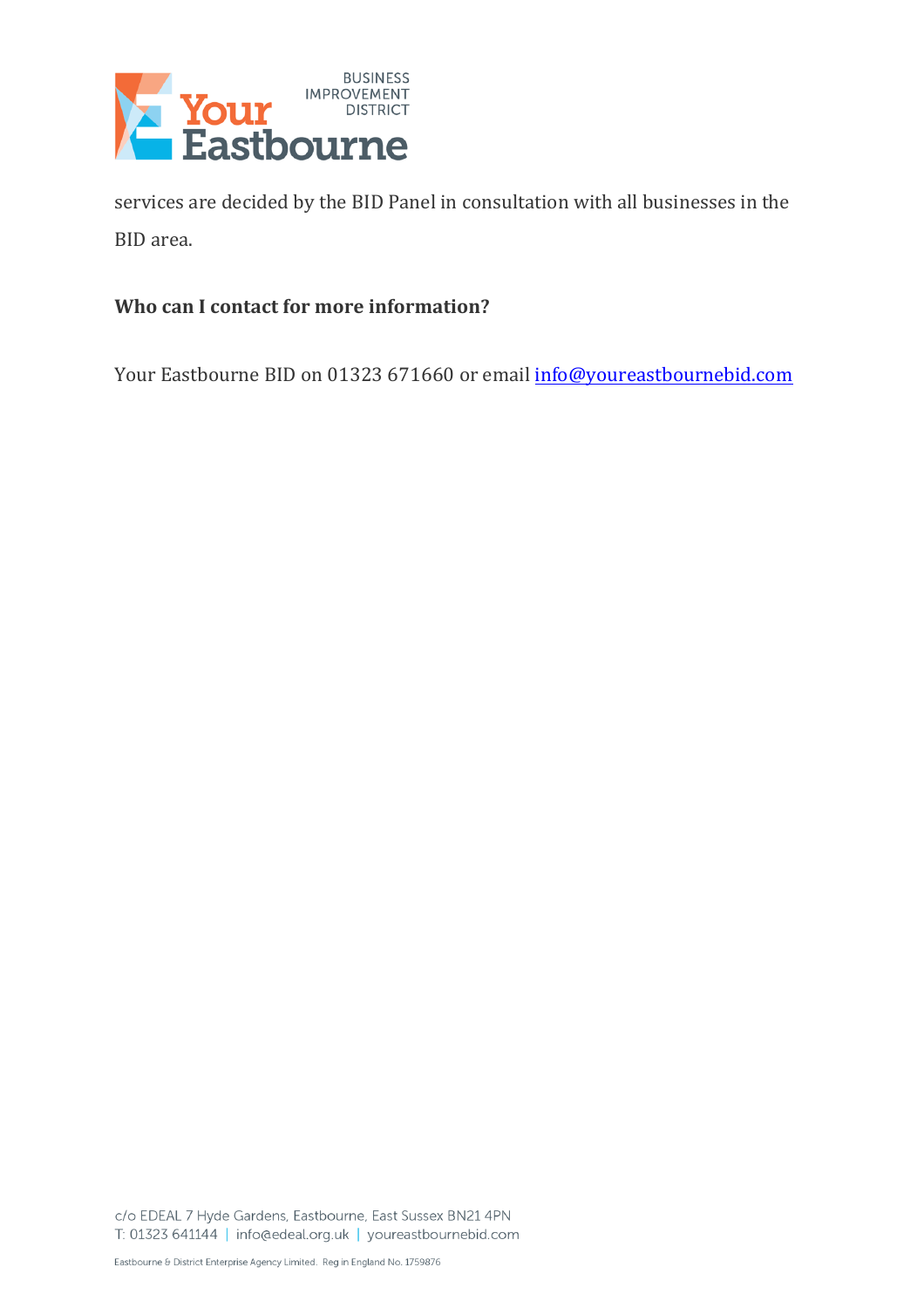services are decided by the BID Panel in consultation with all businesses in the BID area.

**Who can I contact for more information?**

Your Eastbourne BID on 01323 671660 or email info@youreastbournebid.com